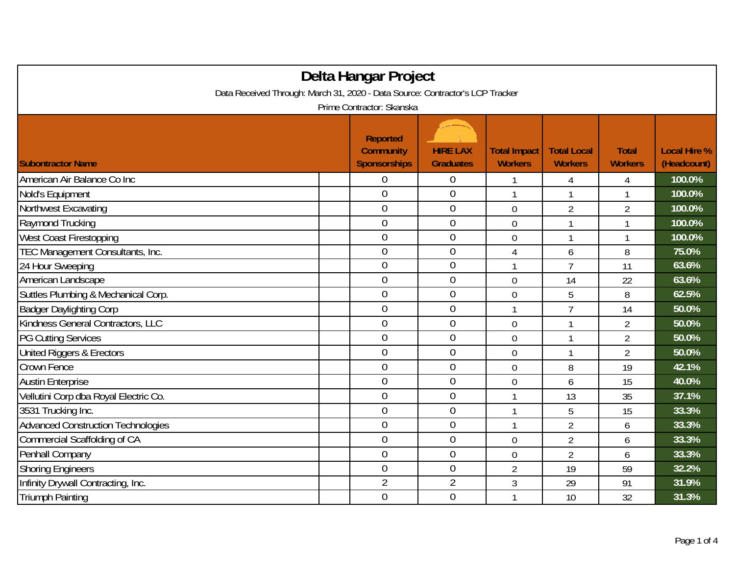# Delta Hangar Project

Data Received Through: March 31, 2020 - Data Source: Contractor's LCP Tracker

Prime Contractor: Skanska

| Subontractor Name | Reported Community Sponsorships | HIRE LAX Graduates | Total Impact Workers | Total Local Workers | Total Workers | Local Hire % (Headcount) |
|---|---|---|---|---|---|---|
| American Air Balance Co Inc | 0 | 0 | 1 | 4 | 4 | 100.0% |
| Nold's Equipment | 0 | 0 | 1 | 1 | 1 | 100.0% |
| Northwest Excavating | 0 | 0 | 0 | 2 | 2 | 100.0% |
| Raymond Trucking | 0 | 0 | 0 | 1 | 1 | 100.0% |
| West Coast Firestopping | 0 | 0 | 0 | 1 | 1 | 100.0% |
| TEC Management Consultants, Inc. | 0 | 0 | 4 | 6 | 8 | 75.0% |
| 24 Hour Sweeping | 0 | 0 | 1 | 7 | 11 | 63.6% |
| American Landscape | 0 | 0 | 0 | 14 | 22 | 63.6% |
| Suttles Plumbing & Mechanical Corp. | 0 | 0 | 0 | 5 | 8 | 62.5% |
| Badger Daylighting Corp | 0 | 0 | 1 | 7 | 14 | 50.0% |
| Kindness General Contractors, LLC | 0 | 0 | 0 | 1 | 2 | 50.0% |
| PG Cutting Services | 0 | 0 | 0 | 1 | 2 | 50.0% |
| United Riggers & Erectors | 0 | 0 | 0 | 1 | 2 | 50.0% |
| Crown Fence | 0 | 0 | 0 | 8 | 19 | 42.1% |
| Austin Enterprise | 0 | 0 | 0 | 6 | 15 | 40.0% |
| Vellutini Corp dba Royal Electric Co. | 0 | 0 | 1 | 13 | 35 | 37.1% |
| 3531 Trucking Inc. | 0 | 0 | 1 | 5 | 15 | 33.3% |
| Advanced Construction Technologies | 0 | 0 | 1 | 2 | 6 | 33.3% |
| Commercial Scaffolding of CA | 0 | 0 | 0 | 2 | 6 | 33.3% |
| Penhall Company | 0 | 0 | 0 | 2 | 6 | 33.3% |
| Shoring Engineers | 0 | 0 | 2 | 19 | 59 | 32.2% |
| Infinity Drywall Contracting, Inc. | 2 | 2 | 3 | 29 | 91 | 31.9% |
| Triumph Painting | 0 | 0 | 1 | 10 | 32 | 31.3% |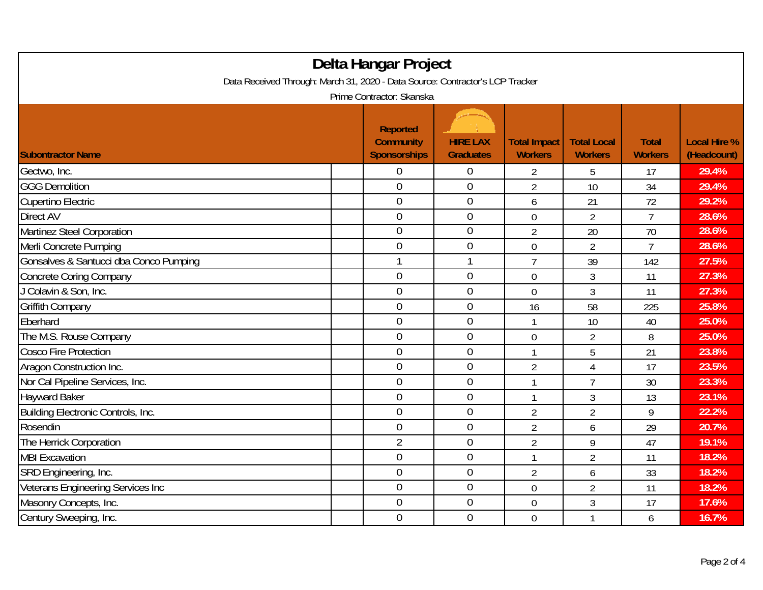# Delta Hangar Project

Data Received Through: March 31, 2020 - Data Source: Contractor's LCP Tracker

Prime Contractor: Skanska

| Subontractor Name | Reported Community Sponsorships | HIRE LAX Graduates | Total Impact Workers | Total Local Workers | Total Workers | Local Hire % (Headcount) |
|---|---|---|---|---|---|---|
| Gectwo, Inc. | 0 | 0 | 2 | 5 | 17 | 29.4% |
| GGG Demolition | 0 | 0 | 2 | 10 | 34 | 29.4% |
| Cupertino Electric | 0 | 0 | 6 | 21 | 72 | 29.2% |
| Direct AV | 0 | 0 | 0 | 2 | 7 | 28.6% |
| Martinez Steel Corporation | 0 | 0 | 2 | 20 | 70 | 28.6% |
| Merli Concrete Pumping | 0 | 0 | 0 | 2 | 7 | 28.6% |
| Gonsalves & Santucci dba Conco Pumping | 1 | 1 | 7 | 39 | 142 | 27.5% |
| Concrete Coring Company | 0 | 0 | 0 | 3 | 11 | 27.3% |
| J Colavin & Son, Inc. | 0 | 0 | 0 | 3 | 11 | 27.3% |
| Griffith Company | 0 | 0 | 16 | 58 | 225 | 25.8% |
| Eberhard | 0 | 0 | 1 | 10 | 40 | 25.0% |
| The M.S. Rouse Company | 0 | 0 | 0 | 2 | 8 | 25.0% |
| Cosco Fire Protection | 0 | 0 | 1 | 5 | 21 | 23.8% |
| Aragon Construction Inc. | 0 | 0 | 2 | 4 | 17 | 23.5% |
| Nor Cal Pipeline Services, Inc. | 0 | 0 | 1 | 7 | 30 | 23.3% |
| Hayward Baker | 0 | 0 | 1 | 3 | 13 | 23.1% |
| Building Electronic Controls, Inc. | 0 | 0 | 2 | 2 | 9 | 22.2% |
| Rosendin | 0 | 0 | 2 | 6 | 29 | 20.7% |
| The Herrick Corporation | 2 | 0 | 2 | 9 | 47 | 19.1% |
| MBI Excavation | 0 | 0 | 1 | 2 | 11 | 18.2% |
| SRD Engineering, Inc. | 0 | 0 | 2 | 6 | 33 | 18.2% |
| Veterans Engineering Services Inc | 0 | 0 | 0 | 2 | 11 | 18.2% |
| Masonry Concepts, Inc. | 0 | 0 | 0 | 3 | 17 | 17.6% |
| Century Sweeping, Inc. | 0 | 0 | 0 | 1 | 6 | 16.7% |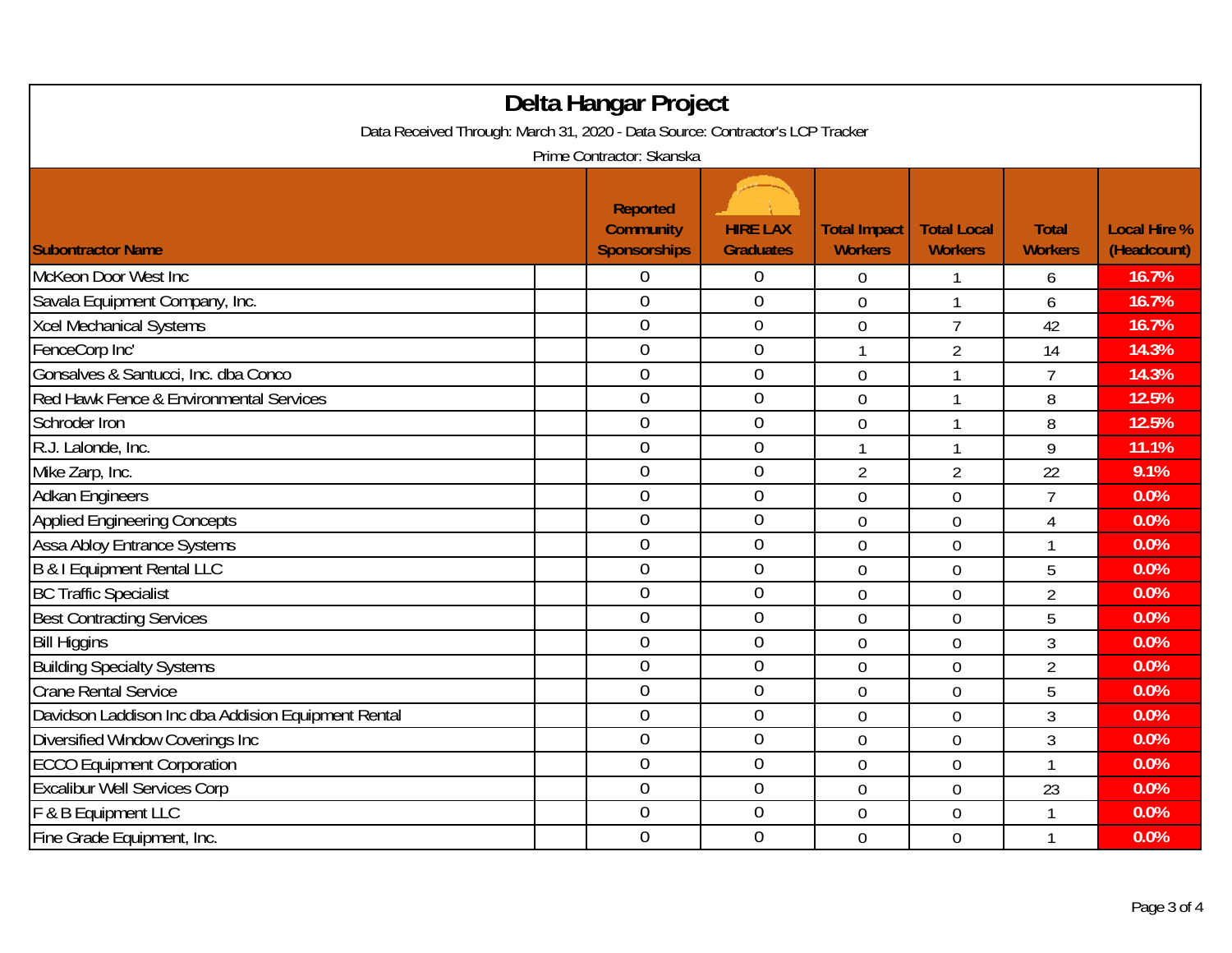# Delta Hangar Project

Data Received Through: March 31, 2020 - Data Source: Contractor's LCP Tracker

Prime Contractor: Skanska

| Subontractor Name | Reported Community Sponsorships | HIRE LAX Graduates | Total Impact Workers | Total Local Workers | Total Workers | Local Hire % (Headcount) |
|---|---|---|---|---|---|---|
| McKeon Door West Inc | 0 | 0 | 0 | 1 | 6 | 16.7% |
| Savala Equipment Company, Inc. | 0 | 0 | 0 | 1 | 6 | 16.7% |
| Xcel Mechanical Systems | 0 | 0 | 0 | 7 | 42 | 16.7% |
| FenceCorp Inc' | 0 | 0 | 1 | 2 | 14 | 14.3% |
| Gonsalves & Santucci, Inc. dba Conco | 0 | 0 | 0 | 1 | 7 | 14.3% |
| Red Hawk Fence & Environmental Services | 0 | 0 | 0 | 1 | 8 | 12.5% |
| Schroder Iron | 0 | 0 | 0 | 1 | 8 | 12.5% |
| R.J. Lalonde, Inc. | 0 | 0 | 1 | 1 | 9 | 11.1% |
| Mike Zarp, Inc. | 0 | 0 | 2 | 2 | 22 | 9.1% |
| Adkan Engineers | 0 | 0 | 0 | 0 | 7 | 0.0% |
| Applied Engineering Concepts | 0 | 0 | 0 | 0 | 4 | 0.0% |
| Assa Abloy Entrance Systems | 0 | 0 | 0 | 0 | 1 | 0.0% |
| B & I Equipment Rental LLC | 0 | 0 | 0 | 0 | 5 | 0.0% |
| BC Traffic Specialist | 0 | 0 | 0 | 0 | 2 | 0.0% |
| Best Contracting Services | 0 | 0 | 0 | 0 | 5 | 0.0% |
| Bill Higgins | 0 | 0 | 0 | 0 | 3 | 0.0% |
| Building Specialty Systems | 0 | 0 | 0 | 0 | 2 | 0.0% |
| Crane Rental Service | 0 | 0 | 0 | 0 | 5 | 0.0% |
| Davidson Laddison Inc dba Addision Equipment Rental | 0 | 0 | 0 | 0 | 3 | 0.0% |
| Diversified Window Coverings Inc | 0 | 0 | 0 | 0 | 3 | 0.0% |
| ECCO Equipment Corporation | 0 | 0 | 0 | 0 | 1 | 0.0% |
| Excalibur Well Services Corp | 0 | 0 | 0 | 0 | 23 | 0.0% |
| F & B Equipment LLC | 0 | 0 | 0 | 0 | 1 | 0.0% |
| Fine Grade Equipment, Inc. | 0 | 0 | 0 | 0 | 1 | 0.0% |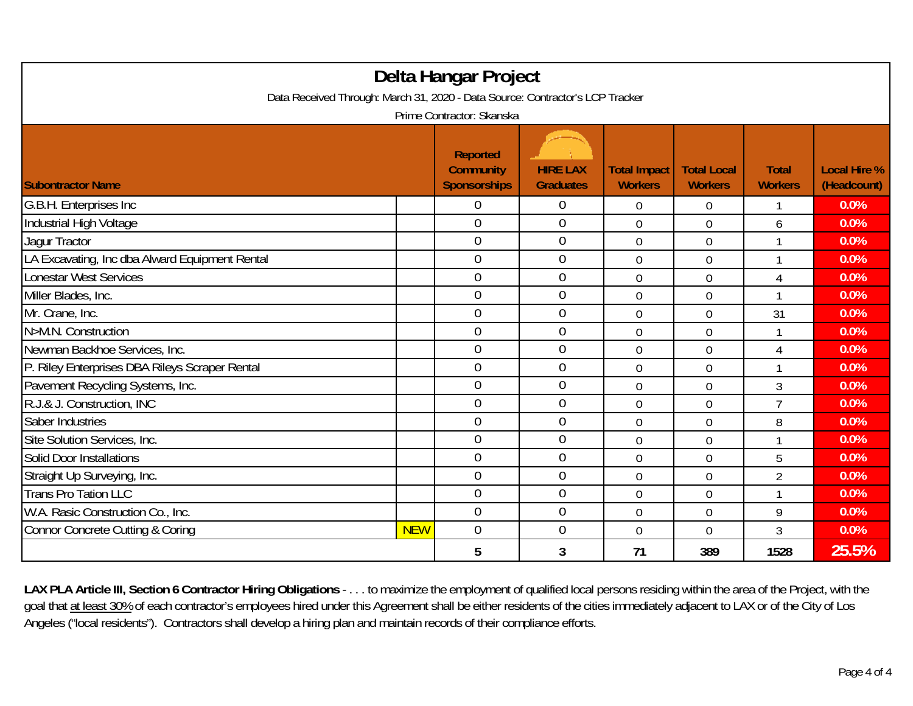# Delta Hangar Project

Data Received Through: March 31, 2020 - Data Source: Contractor's LCP Tracker

Prime Contractor: Skanska

| Subcontractor Name | | Reported Community Sponsorships | HIRE LAX Graduates | Total Impact Workers | Total Local Workers | Total Workers | Local Hire % (Headcount) |
|---|---|---|---|---|---|---|---|
| G.B.H. Enterprises Inc | | 0 | 0 | 0 | 0 | 1 | 0.0% |
| Industrial High Voltage | | 0 | 0 | 0 | 0 | 6 | 0.0% |
| Jagur Tractor | | 0 | 0 | 0 | 0 | 1 | 0.0% |
| LA Excavating, Inc dba Alward Equipment Rental | | 0 | 0 | 0 | 0 | 1 | 0.0% |
| Lonestar West Services | | 0 | 0 | 0 | 0 | 4 | 0.0% |
| Miller Blades, Inc. | | 0 | 0 | 0 | 0 | 1 | 0.0% |
| Mr. Crane, Inc. | | 0 | 0 | 0 | 0 | 31 | 0.0% |
| N>M.N. Construction | | 0 | 0 | 0 | 0 | 1 | 0.0% |
| Newman Backhoe Services, Inc. | | 0 | 0 | 0 | 0 | 4 | 0.0% |
| P. Riley Enterprises DBA Rileys Scraper Rental | | 0 | 0 | 0 | 0 | 1 | 0.0% |
| Pavement Recycling Systems, Inc. | | 0 | 0 | 0 | 0 | 3 | 0.0% |
| R.J.& J. Construction, INC | | 0 | 0 | 0 | 0 | 7 | 0.0% |
| Saber Industries | | 0 | 0 | 0 | 0 | 8 | 0.0% |
| Site Solution Services, Inc. | | 0 | 0 | 0 | 0 | 1 | 0.0% |
| Solid Door Installations | | 0 | 0 | 0 | 0 | 5 | 0.0% |
| Straight Up Surveying, Inc. | | 0 | 0 | 0 | 0 | 2 | 0.0% |
| Trans Pro Tation LLC | | 0 | 0 | 0 | 0 | 1 | 0.0% |
| W.A. Rasic Construction Co., Inc. | | 0 | 0 | 0 | 0 | 9 | 0.0% |
| Connor Concrete Cutting & Coring | NEW | 0 | 0 | 0 | 0 | 3 | 0.0% |
| | | **5** | **3** | **71** | **389** | **1528** | **25.5%** |

**LAX PLA Article III, Section 6 Contractor Hiring Obligations** - . . . to maximize the employment of qualified local persons residing within the area of the Project, with the goal that at least 30% of each contractor's employees hired under this Agreement shall be either residents of the cities immediately adjacent to LAX or of the City of Los Angeles ("local residents"). Contractors shall develop a hiring plan and maintain records of their compliance efforts.